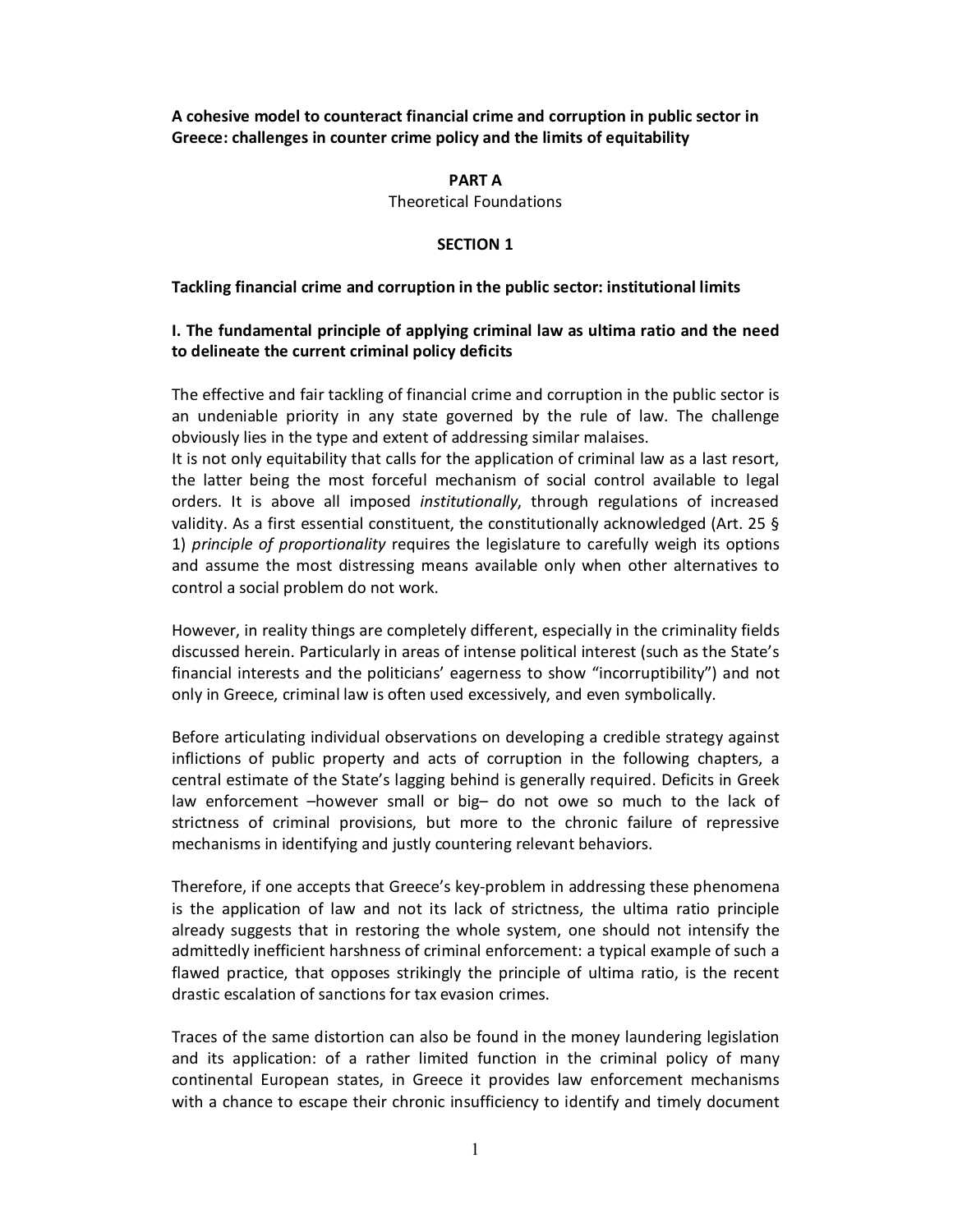**A cohesive model to counteract financial crime and corruption in public sector in Greece: challenges in counter crime policy and the limits of equitability**

# PART A

Theoretical Foundations

## SECTION 1

### Tackling financial crime and corruption in the public sector: institutional limits

### I. The fundamental principle of applying criminal law as ultima ratio and the need to delineate the current criminal policy deficits

The effective and fair tackling of financial crime and corruption in the public sector is an undeniable priority in any state governed by the rule of law. The challenge obviously lies in the type and extent of addressing similar malaises.
It is not only equitability that calls for the application of criminal law as a last resort, the latter being the most forceful mechanism of social control available to legal orders. It is above all imposed *institutionally*, through regulations of increased validity. As a first essential constituent, the constitutionally acknowledged (Art. 25 § 1) *principle of proportionality* requires the legislature to carefully weigh its options and assume the most distressing means available only when other alternatives to control a social problem do not work.

However, in reality things are completely different, especially in the criminality fields discussed herein. Particularly in areas of intense political interest (such as the State's financial interests and the politicians' eagerness to show "incorruptibility") and not only in Greece, criminal law is often used excessively, and even symbolically.

Before articulating individual observations on developing a credible strategy against inflictions of public property and acts of corruption in the following chapters, a central estimate of the State's lagging behind is generally required. Deficits in Greek law enforcement –however small or big– do not owe so much to the lack of strictness of criminal provisions, but more to the chronic failure of repressive mechanisms in identifying and justly countering relevant behaviors.

Therefore, if one accepts that Greece's key-problem in addressing these phenomena is the application of law and not its lack of strictness, the ultima ratio principle already suggests that in restoring the whole system, one should not intensify the admittedly inefficient harshness of criminal enforcement: a typical example of such a flawed practice, that opposes strikingly the principle of ultima ratio, is the recent drastic escalation of sanctions for tax evasion crimes.

Traces of the same distortion can also be found in the money laundering legislation and its application: of a rather limited function in the criminal policy of many continental European states, in Greece it provides law enforcement mechanisms with a chance to escape their chronic insufficiency to identify and timely document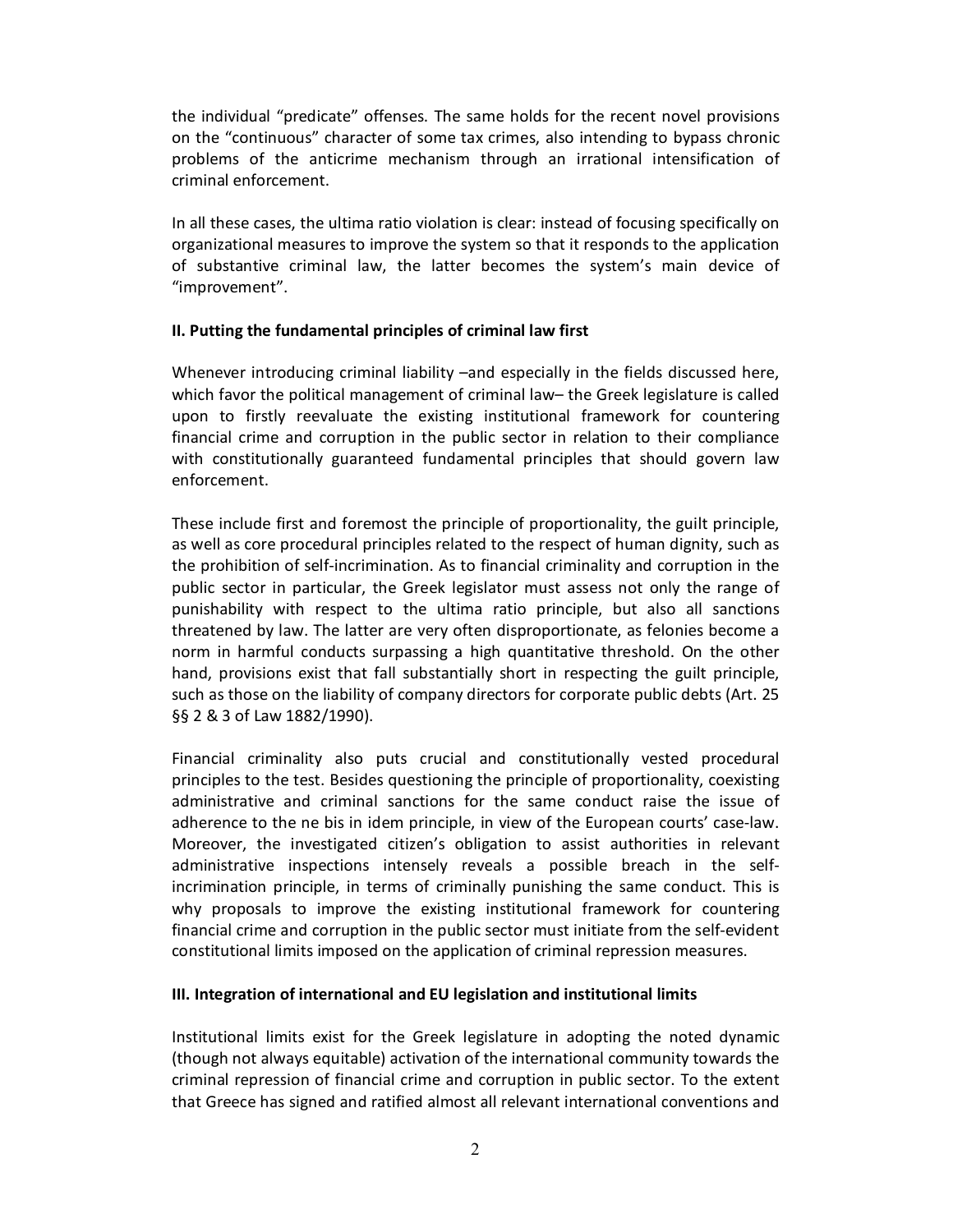the individual "predicate" offenses. The same holds for the recent novel provisions on the "continuous" character of some tax crimes, also intending to bypass chronic problems of the anticrime mechanism through an irrational intensification of criminal enforcement.

In all these cases, the ultima ratio violation is clear: instead of focusing specifically on organizational measures to improve the system so that it responds to the application of substantive criminal law, the latter becomes the system's main device of "improvement".

**II. Putting the fundamental principles of criminal law first**

Whenever introducing criminal liability –and especially in the fields discussed here, which favor the political management of criminal law– the Greek legislature is called upon to firstly reevaluate the existing institutional framework for countering financial crime and corruption in the public sector in relation to their compliance with constitutionally guaranteed fundamental principles that should govern law enforcement.

These include first and foremost the principle of proportionality, the guilt principle, as well as core procedural principles related to the respect of human dignity, such as the prohibition of self-incrimination. As to financial criminality and corruption in the public sector in particular, the Greek legislator must assess not only the range of punishability with respect to the ultima ratio principle, but also all sanctions threatened by law. The latter are very often disproportionate, as felonies become a norm in harmful conducts surpassing a high quantitative threshold. On the other hand, provisions exist that fall substantially short in respecting the guilt principle, such as those on the liability of company directors for corporate public debts (Art. 25 §§ 2 & 3 of Law 1882/1990).

Financial criminality also puts crucial and constitutionally vested procedural principles to the test. Besides questioning the principle of proportionality, coexisting administrative and criminal sanctions for the same conduct raise the issue of adherence to the ne bis in idem principle, in view of the European courts' case-law. Moreover, the investigated citizen's obligation to assist authorities in relevant administrative inspections intensely reveals a possible breach in the self-incrimination principle, in terms of criminally punishing the same conduct. This is why proposals to improve the existing institutional framework for countering financial crime and corruption in the public sector must initiate from the self-evident constitutional limits imposed on the application of criminal repression measures.

**III. Integration of international and EU legislation and institutional limits**

Institutional limits exist for the Greek legislature in adopting the noted dynamic (though not always equitable) activation of the international community towards the criminal repression of financial crime and corruption in public sector. To the extent that Greece has signed and ratified almost all relevant international conventions and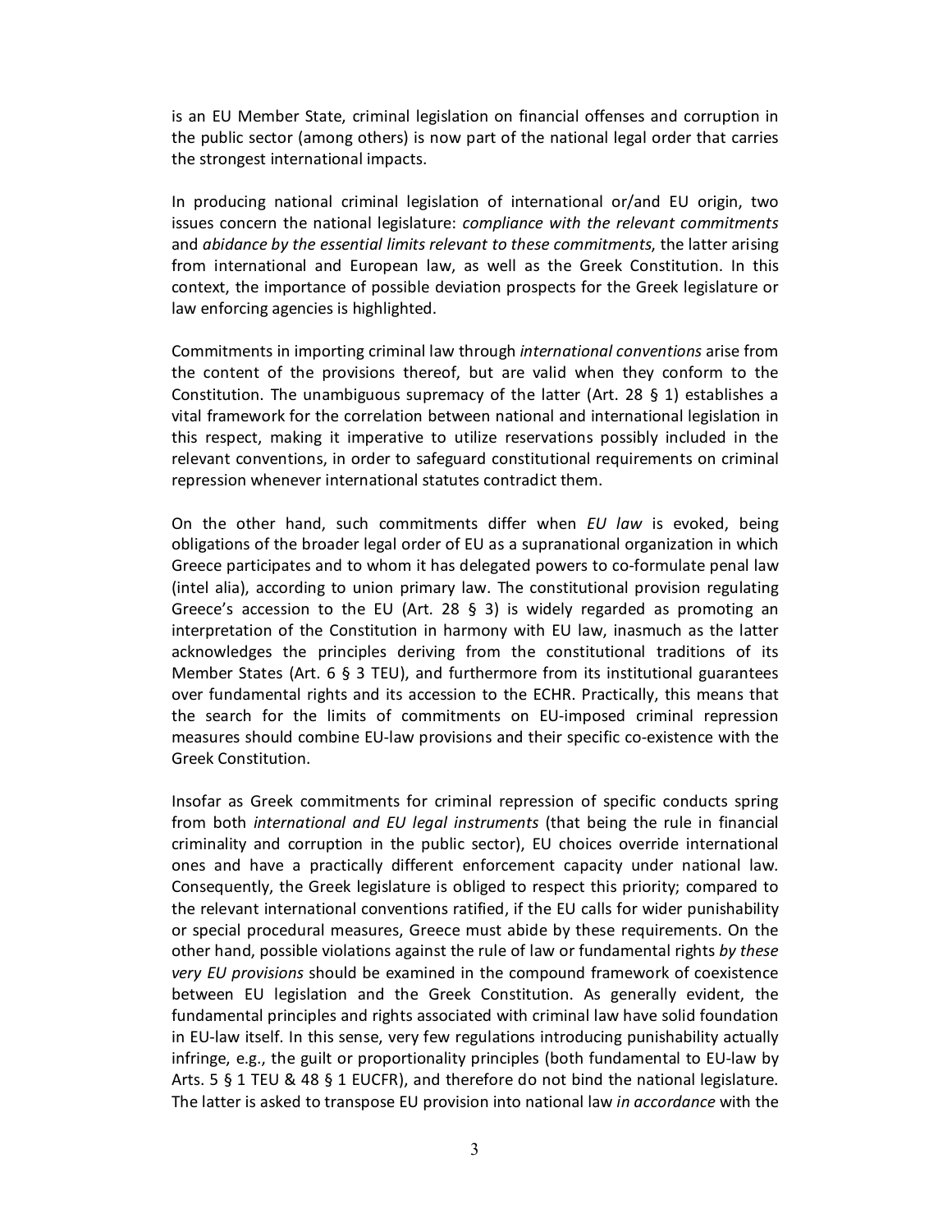is an EU Member State, criminal legislation on financial offenses and corruption in the public sector (among others) is now part of the national legal order that carries the strongest international impacts.

In producing national criminal legislation of international or/and EU origin, two issues concern the national legislature: *compliance with the relevant commitments* and *abidance by the essential limits relevant to these commitments*, the latter arising from international and European law, as well as the Greek Constitution. In this context, the importance of possible deviation prospects for the Greek legislature or law enforcing agencies is highlighted.

Commitments in importing criminal law through *international conventions* arise from the content of the provisions thereof, but are valid when they conform to the Constitution. The unambiguous supremacy of the latter (Art. 28 § 1) establishes a vital framework for the correlation between national and international legislation in this respect, making it imperative to utilize reservations possibly included in the relevant conventions, in order to safeguard constitutional requirements on criminal repression whenever international statutes contradict them.

On the other hand, such commitments differ when *EU law* is evoked, being obligations of the broader legal order of EU as a supranational organization in which Greece participates and to whom it has delegated powers to co-formulate penal law (intel alia), according to union primary law. The constitutional provision regulating Greece's accession to the EU (Art. 28 § 3) is widely regarded as promoting an interpretation of the Constitution in harmony with EU law, inasmuch as the latter acknowledges the principles deriving from the constitutional traditions of its Member States (Art. 6 § 3 TEU), and furthermore from its institutional guarantees over fundamental rights and its accession to the ECHR. Practically, this means that the search for the limits of commitments on EU-imposed criminal repression measures should combine EU-law provisions and their specific co-existence with the Greek Constitution.

Insofar as Greek commitments for criminal repression of specific conducts spring from both *international and EU legal instruments* (that being the rule in financial criminality and corruption in the public sector), EU choices override international ones and have a practically different enforcement capacity under national law. Consequently, the Greek legislature is obliged to respect this priority; compared to the relevant international conventions ratified, if the EU calls for wider punishability or special procedural measures, Greece must abide by these requirements. On the other hand, possible violations against the rule of law or fundamental rights *by these very EU provisions* should be examined in the compound framework of coexistence between EU legislation and the Greek Constitution. As generally evident, the fundamental principles and rights associated with criminal law have solid foundation in EU-law itself. In this sense, very few regulations introducing punishability actually infringe, e.g., the guilt or proportionality principles (both fundamental to EU-law by Arts. 5 § 1 TEU & 48 § 1 EUCFR), and therefore do not bind the national legislature. The latter is asked to transpose EU provision into national law *in accordance* with the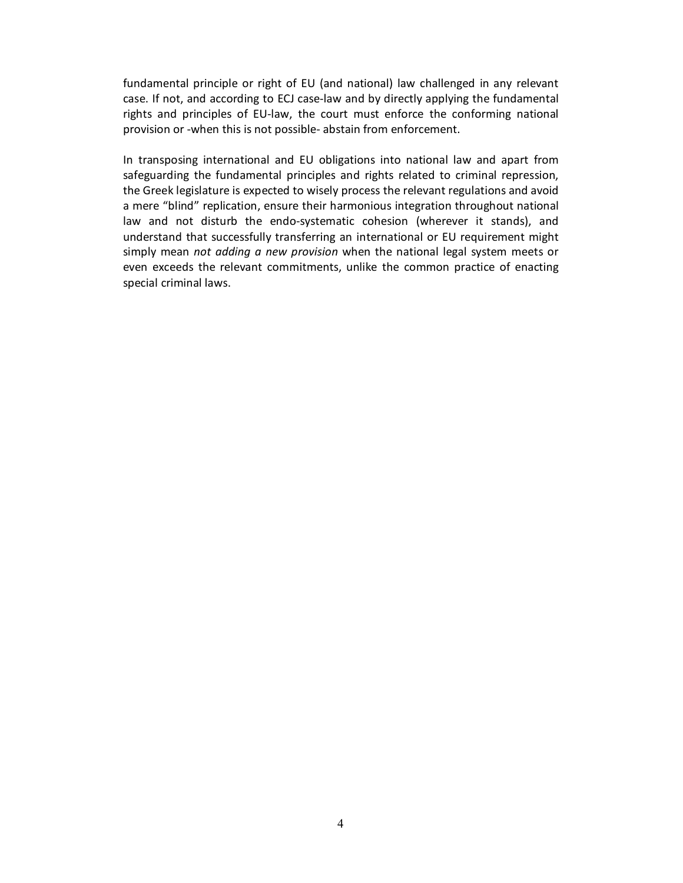fundamental principle or right of EU (and national) law challenged in any relevant case. If not, and according to ECJ case-law and by directly applying the fundamental rights and principles of EU-law, the court must enforce the conforming national provision or -when this is not possible- abstain from enforcement.

In transposing international and EU obligations into national law and apart from safeguarding the fundamental principles and rights related to criminal repression, the Greek legislature is expected to wisely process the relevant regulations and avoid a mere "blind" replication, ensure their harmonious integration throughout national law and not disturb the endo-systematic cohesion (wherever it stands), and understand that successfully transferring an international or EU requirement might simply mean *not adding a new provision* when the national legal system meets or even exceeds the relevant commitments, unlike the common practice of enacting special criminal laws.